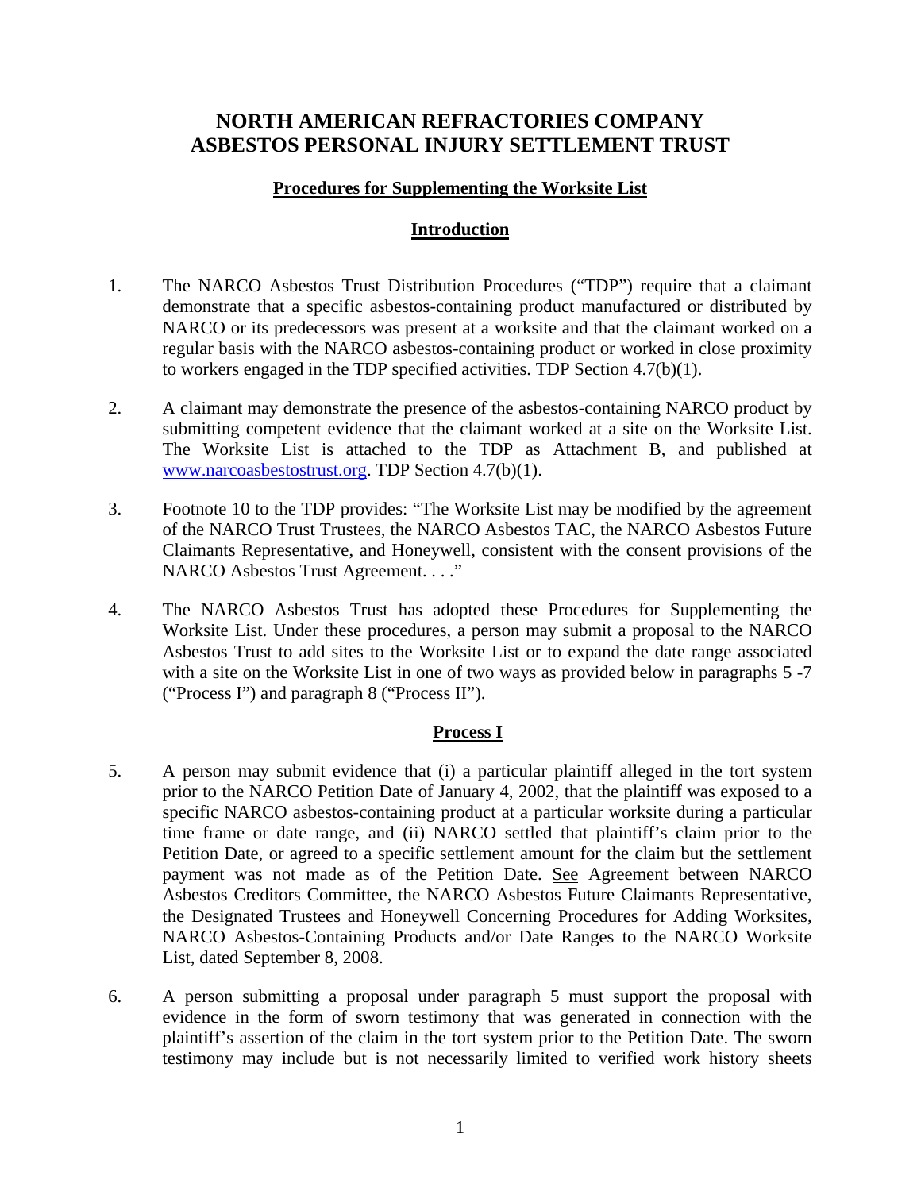# NORTH AMERICAN REFRACTORIES COMPANY ASBESTOS PERSONAL INJURY SETTLEMENT TRUST

## Procedures for Supplementing the Worksite List

## Introduction

1. The NARCO Asbestos Trust Distribution Procedures ("TDP") require that a claimant demonstrate that a specific asbestos-containing product manufactured or distributed by NARCO or its predecessors was present at a worksite and that the claimant worked on a regular basis with the NARCO asbestos-containing product or worked in close proximity to workers engaged in the TDP specified activities. TDP Section 4.7(b)(1).

2. A claimant may demonstrate the presence of the asbestos-containing NARCO product by submitting competent evidence that the claimant worked at a site on the Worksite List. The Worksite List is attached to the TDP as Attachment B, and published at www.narcoasbestostrust.org. TDP Section 4.7(b)(1).

3. Footnote 10 to the TDP provides: "The Worksite List may be modified by the agreement of the NARCO Trust Trustees, the NARCO Asbestos TAC, the NARCO Asbestos Future Claimants Representative, and Honeywell, consistent with the consent provisions of the NARCO Asbestos Trust Agreement. . . ."

4. The NARCO Asbestos Trust has adopted these Procedures for Supplementing the Worksite List. Under these procedures, a person may submit a proposal to the NARCO Asbestos Trust to add sites to the Worksite List or to expand the date range associated with a site on the Worksite List in one of two ways as provided below in paragraphs 5 -7 ("Process I") and paragraph 8 ("Process II").

## Process I

5. A person may submit evidence that (i) a particular plaintiff alleged in the tort system prior to the NARCO Petition Date of January 4, 2002, that the plaintiff was exposed to a specific NARCO asbestos-containing product at a particular worksite during a particular time frame or date range, and (ii) NARCO settled that plaintiff's claim prior to the Petition Date, or agreed to a specific settlement amount for the claim but the settlement payment was not made as of the Petition Date. See Agreement between NARCO Asbestos Creditors Committee, the NARCO Asbestos Future Claimants Representative, the Designated Trustees and Honeywell Concerning Procedures for Adding Worksites, NARCO Asbestos-Containing Products and/or Date Ranges to the NARCO Worksite List, dated September 8, 2008.

6. A person submitting a proposal under paragraph 5 must support the proposal with evidence in the form of sworn testimony that was generated in connection with the plaintiff's assertion of the claim in the tort system prior to the Petition Date. The sworn testimony may include but is not necessarily limited to verified work history sheets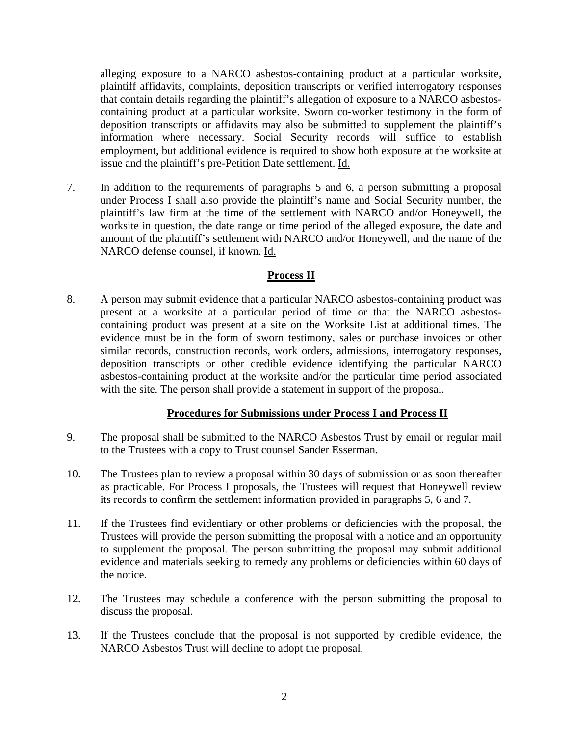alleging exposure to a NARCO asbestos-containing product at a particular worksite, plaintiff affidavits, complaints, deposition transcripts or verified interrogatory responses that contain details regarding the plaintiff's allegation of exposure to a NARCO asbestos-containing product at a particular worksite. Sworn co-worker testimony in the form of deposition transcripts or affidavits may also be submitted to supplement the plaintiff's information where necessary. Social Security records will suffice to establish employment, but additional evidence is required to show both exposure at the worksite at issue and the plaintiff's pre-Petition Date settlement. Id.

7. In addition to the requirements of paragraphs 5 and 6, a person submitting a proposal under Process I shall also provide the plaintiff's name and Social Security number, the plaintiff's law firm at the time of the settlement with NARCO and/or Honeywell, the worksite in question, the date range or time period of the alleged exposure, the date and amount of the plaintiff's settlement with NARCO and/or Honeywell, and the name of the NARCO defense counsel, if known. Id.

## Process II

8. A person may submit evidence that a particular NARCO asbestos-containing product was present at a worksite at a particular period of time or that the NARCO asbestos-containing product was present at a site on the Worksite List at additional times. The evidence must be in the form of sworn testimony, sales or purchase invoices or other similar records, construction records, work orders, admissions, interrogatory responses, deposition transcripts or other credible evidence identifying the particular NARCO asbestos-containing product at the worksite and/or the particular time period associated with the site. The person shall provide a statement in support of the proposal.

## Procedures for Submissions under Process I and Process II

9. The proposal shall be submitted to the NARCO Asbestos Trust by email or regular mail to the Trustees with a copy to Trust counsel Sander Esserman.

10. The Trustees plan to review a proposal within 30 days of submission or as soon thereafter as practicable. For Process I proposals, the Trustees will request that Honeywell review its records to confirm the settlement information provided in paragraphs 5, 6 and 7.

11. If the Trustees find evidentiary or other problems or deficiencies with the proposal, the Trustees will provide the person submitting the proposal with a notice and an opportunity to supplement the proposal. The person submitting the proposal may submit additional evidence and materials seeking to remedy any problems or deficiencies within 60 days of the notice.

12. The Trustees may schedule a conference with the person submitting the proposal to discuss the proposal.

13. If the Trustees conclude that the proposal is not supported by credible evidence, the NARCO Asbestos Trust will decline to adopt the proposal.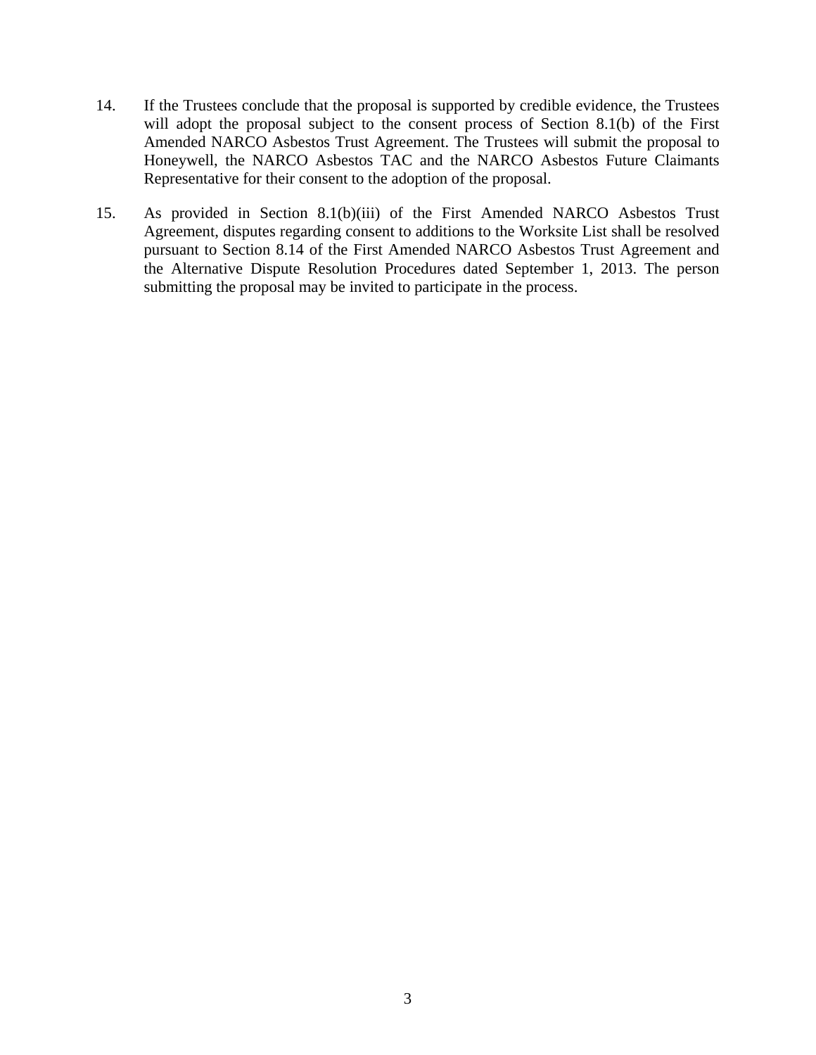14. If the Trustees conclude that the proposal is supported by credible evidence, the Trustees will adopt the proposal subject to the consent process of Section 8.1(b) of the First Amended NARCO Asbestos Trust Agreement. The Trustees will submit the proposal to Honeywell, the NARCO Asbestos TAC and the NARCO Asbestos Future Claimants Representative for their consent to the adoption of the proposal.

15. As provided in Section 8.1(b)(iii) of the First Amended NARCO Asbestos Trust Agreement, disputes regarding consent to additions to the Worksite List shall be resolved pursuant to Section 8.14 of the First Amended NARCO Asbestos Trust Agreement and the Alternative Dispute Resolution Procedures dated September 1, 2013. The person submitting the proposal may be invited to participate in the process.